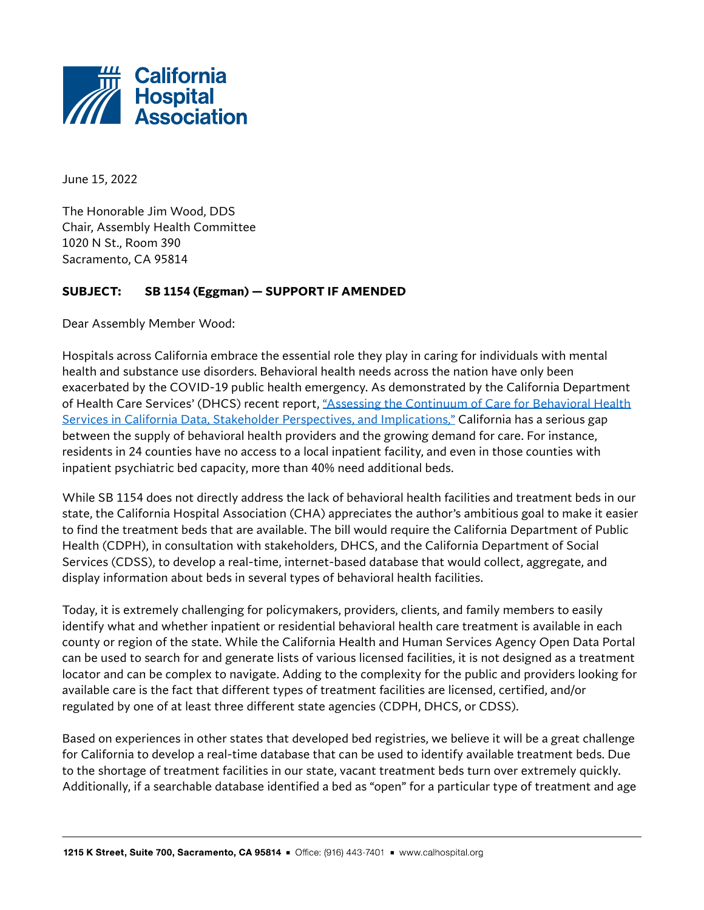**California Hospital Association**

June 15, 2022

The Honorable Jim Wood, DDS
Chair, Assembly Health Committee
1020 N St., Room 390
Sacramento, CA 95814

**SUBJECT: SB 1154 (Eggman) — SUPPORT IF AMENDED**

Dear Assembly Member Wood:

Hospitals across California embrace the essential role they play in caring for individuals with mental health and substance use disorders. Behavioral health needs across the nation have only been exacerbated by the COVID-19 public health emergency. As demonstrated by the California Department of Health Care Services' (DHCS) recent report, "Assessing the Continuum of Care for Behavioral Health Services in California Data, Stakeholder Perspectives, and Implications," California has a serious gap between the supply of behavioral health providers and the growing demand for care. For instance, residents in 24 counties have no access to a local inpatient facility, and even in those counties with inpatient psychiatric bed capacity, more than 40% need additional beds.

While SB 1154 does not directly address the lack of behavioral health facilities and treatment beds in our state, the California Hospital Association (CHA) appreciates the author's ambitious goal to make it easier to find the treatment beds that are available. The bill would require the California Department of Public Health (CDPH), in consultation with stakeholders, DHCS, and the California Department of Social Services (CDSS), to develop a real-time, internet-based database that would collect, aggregate, and display information about beds in several types of behavioral health facilities.

Today, it is extremely challenging for policymakers, providers, clients, and family members to easily identify what and whether inpatient or residential behavioral health care treatment is available in each county or region of the state. While the California Health and Human Services Agency Open Data Portal can be used to search for and generate lists of various licensed facilities, it is not designed as a treatment locator and can be complex to navigate. Adding to the complexity for the public and providers looking for available care is the fact that different types of treatment facilities are licensed, certified, and/or regulated by one of at least three different state agencies (CDPH, DHCS, or CDSS).

Based on experiences in other states that developed bed registries, we believe it will be a great challenge for California to develop a real-time database that can be used to identify available treatment beds. Due to the shortage of treatment facilities in our state, vacant treatment beds turn over extremely quickly. Additionally, if a searchable database identified a bed as "open" for a particular type of treatment and age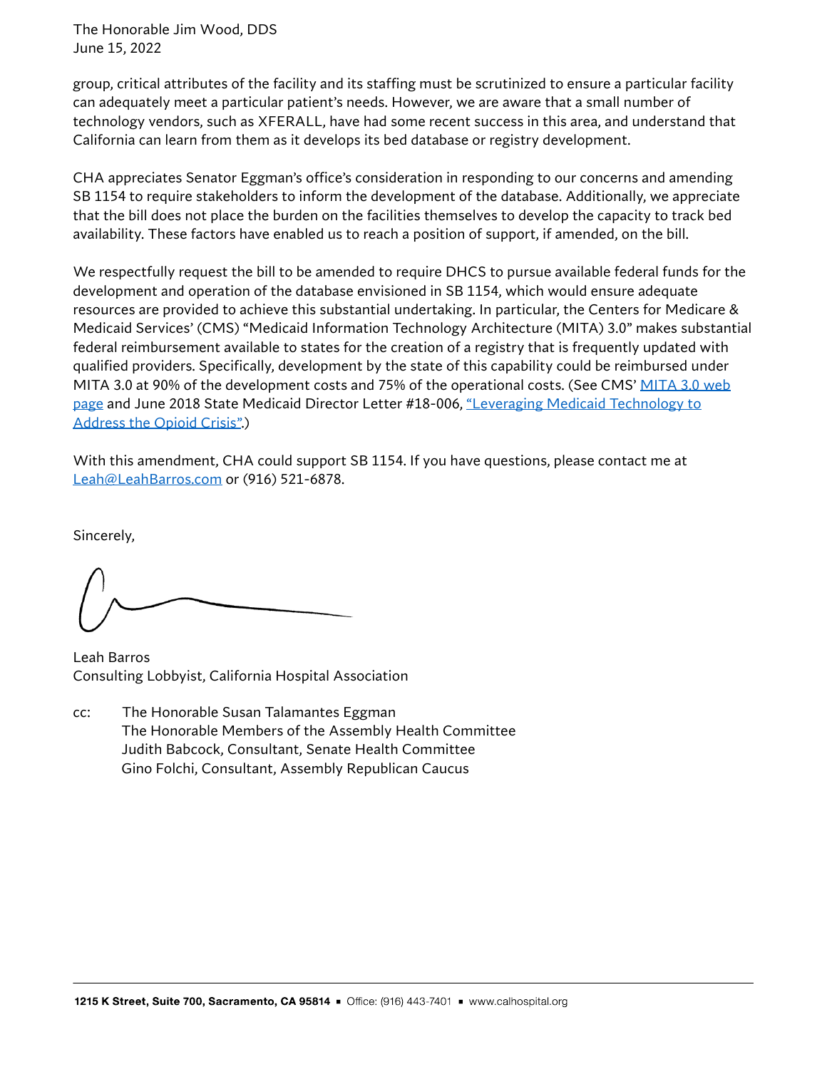group, critical attributes of the facility and its staffing must be scrutinized to ensure a particular facility can adequately meet a particular patient's needs. However, we are aware that a small number of technology vendors, such as XFERALL, have had some recent success in this area, and understand that California can learn from them as it develops its bed database or registry development.

CHA appreciates Senator Eggman's office's consideration in responding to our concerns and amending SB 1154 to require stakeholders to inform the development of the database. Additionally, we appreciate that the bill does not place the burden on the facilities themselves to develop the capacity to track bed availability. These factors have enabled us to reach a position of support, if amended, on the bill.

We respectfully request the bill to be amended to require DHCS to pursue available federal funds for the development and operation of the database envisioned in SB 1154, which would ensure adequate resources are provided to achieve this substantial undertaking. In particular, the Centers for Medicare & Medicaid Services' (CMS) "Medicaid Information Technology Architecture (MITA) 3.0" makes substantial federal reimbursement available to states for the creation of a registry that is frequently updated with qualified providers. Specifically, development by the state of this capability could be reimbursed under MITA 3.0 at 90% of the development costs and 75% of the operational costs. (See CMS' MITA 3.0 web page and June 2018 State Medicaid Director Letter #18-006, "Leveraging Medicaid Technology to Address the Opioid Crisis".)

With this amendment, CHA could support SB 1154. If you have questions, please contact me at Leah@LeahBarros.com or (916) 521-6878.

Sincerely,

Leah Barros
Consulting Lobbyist, California Hospital Association

cc: The Honorable Susan Talamantes Eggman
The Honorable Members of the Assembly Health Committee
Judith Babcock, Consultant, Senate Health Committee
Gino Folchi, Consultant, Assembly Republican Caucus